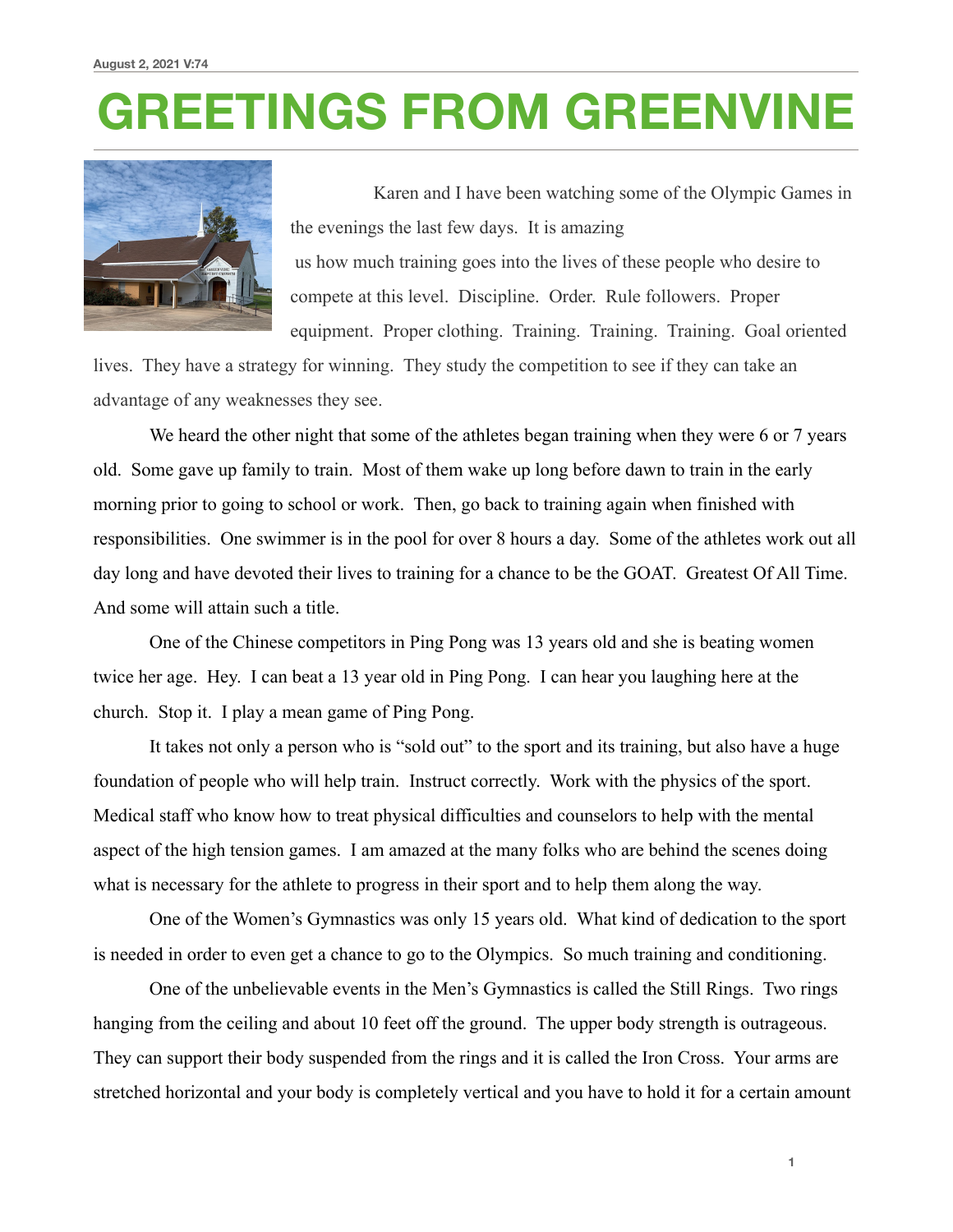August 2, 2021 V:74

# GREETINGS FROM GREENVINE

Karen and I have been watching some of the Olympic Games in the evenings the last few days. It is amazing us how much training goes into the lives of these people who desire to compete at this level. Discipline. Order. Rule followers. Proper equipment. Proper clothing. Training. Training. Training. Goal oriented lives. They have a strategy for winning. They study the competition to see if they can take an advantage of any weaknesses they see.

We heard the other night that some of the athletes began training when they were 6 or 7 years old. Some gave up family to train. Most of them wake up long before dawn to train in the early morning prior to going to school or work. Then, go back to training again when finished with responsibilities. One swimmer is in the pool for over 8 hours a day. Some of the athletes work out all day long and have devoted their lives to training for a chance to be the GOAT. Greatest Of All Time. And some will attain such a title.

One of the Chinese competitors in Ping Pong was 13 years old and she is beating women twice her age. Hey. I can beat a 13 year old in Ping Pong. I can hear you laughing here at the church. Stop it. I play a mean game of Ping Pong.

It takes not only a person who is "sold out" to the sport and its training, but also have a huge foundation of people who will help train. Instruct correctly. Work with the physics of the sport. Medical staff who know how to treat physical difficulties and counselors to help with the mental aspect of the high tension games. I am amazed at the many folks who are behind the scenes doing what is necessary for the athlete to progress in their sport and to help them along the way.

One of the Women's Gymnastics was only 15 years old. What kind of dedication to the sport is needed in order to even get a chance to go to the Olympics. So much training and conditioning.

One of the unbelievable events in the Men's Gymnastics is called the Still Rings. Two rings hanging from the ceiling and about 10 feet off the ground. The upper body strength is outrageous. They can support their body suspended from the rings and it is called the Iron Cross. Your arms are stretched horizontal and your body is completely vertical and you have to hold it for a certain amount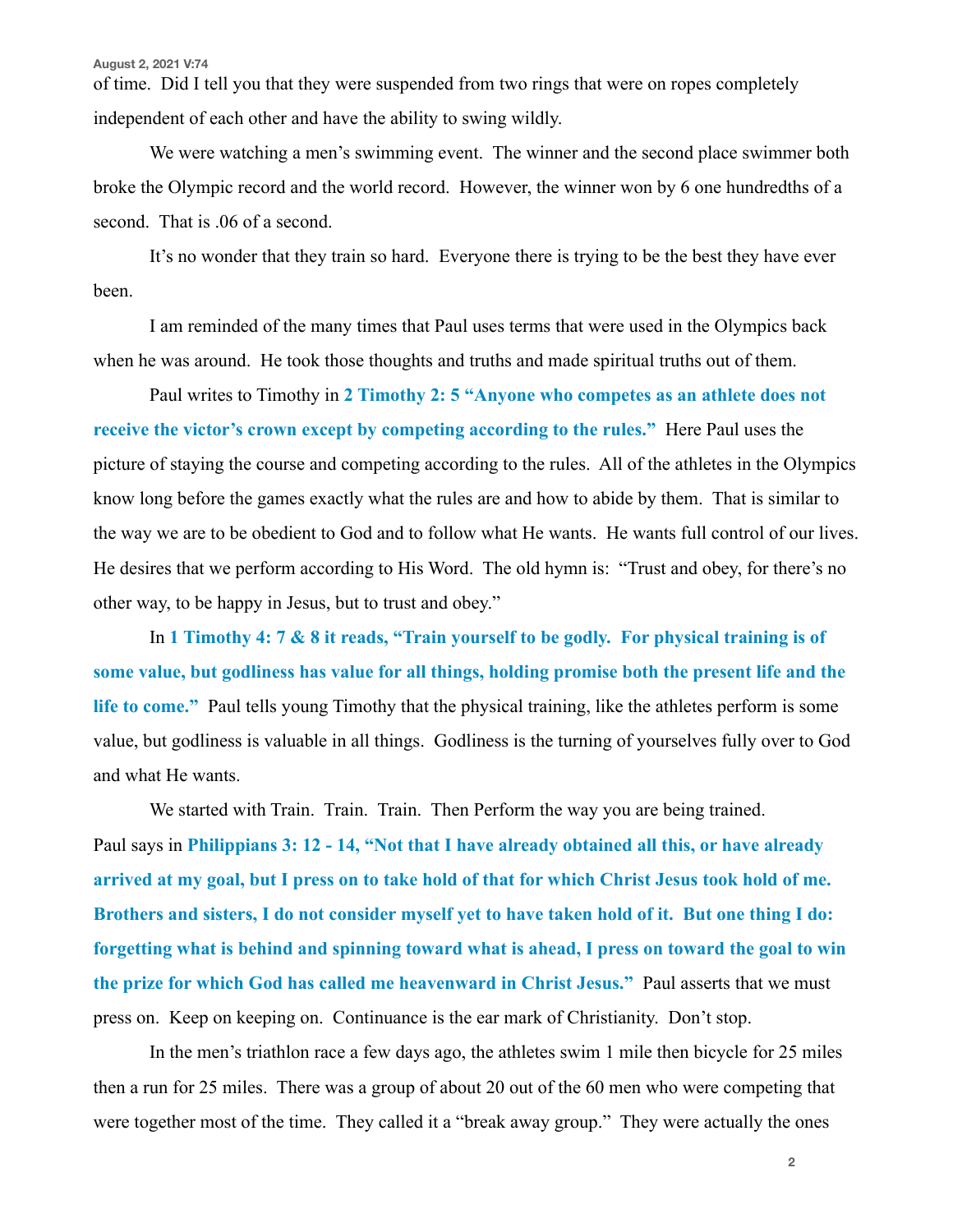of time. Did I tell you that they were suspended from two rings that were on ropes completely independent of each other and have the ability to swing wildly.

We were watching a men's swimming event. The winner and the second place swimmer both broke the Olympic record and the world record. However, the winner won by 6 one hundredths of a second. That is .06 of a second.

It's no wonder that they train so hard. Everyone there is trying to be the best they have ever been.

I am reminded of the many times that Paul uses terms that were used in the Olympics back when he was around. He took those thoughts and truths and made spiritual truths out of them.

Paul writes to Timothy in **2 Timothy 2: 5 "Anyone who competes as an athlete does not receive the victor's crown except by competing according to the rules."** Here Paul uses the picture of staying the course and competing according to the rules. All of the athletes in the Olympics know long before the games exactly what the rules are and how to abide by them. That is similar to the way we are to be obedient to God and to follow what He wants. He wants full control of our lives. He desires that we perform according to His Word. The old hymn is: "Trust and obey, for there's no other way, to be happy in Jesus, but to trust and obey."

In **1 Timothy 4: 7 & 8 it reads, "Train yourself to be godly. For physical training is of some value, but godliness has value for all things, holding promise both the present life and the life to come."** Paul tells young Timothy that the physical training, like the athletes perform is some value, but godliness is valuable in all things. Godliness is the turning of yourselves fully over to God and what He wants.

We started with Train. Train. Train. Then Perform the way you are being trained. Paul says in **Philippians 3: 12 - 14, "Not that I have already obtained all this, or have already arrived at my goal, but I press on to take hold of that for which Christ Jesus took hold of me. Brothers and sisters, I do not consider myself yet to have taken hold of it. But one thing I do: forgetting what is behind and spinning toward what is ahead, I press on toward the goal to win the prize for which God has called me heavenward in Christ Jesus."** Paul asserts that we must press on. Keep on keeping on. Continuance is the ear mark of Christianity. Don't stop.

In the men's triathlon race a few days ago, the athletes swim 1 mile then bicycle for 25 miles then a run for 25 miles. There was a group of about 20 out of the 60 men who were competing that were together most of the time. They called it a "break away group." They were actually the ones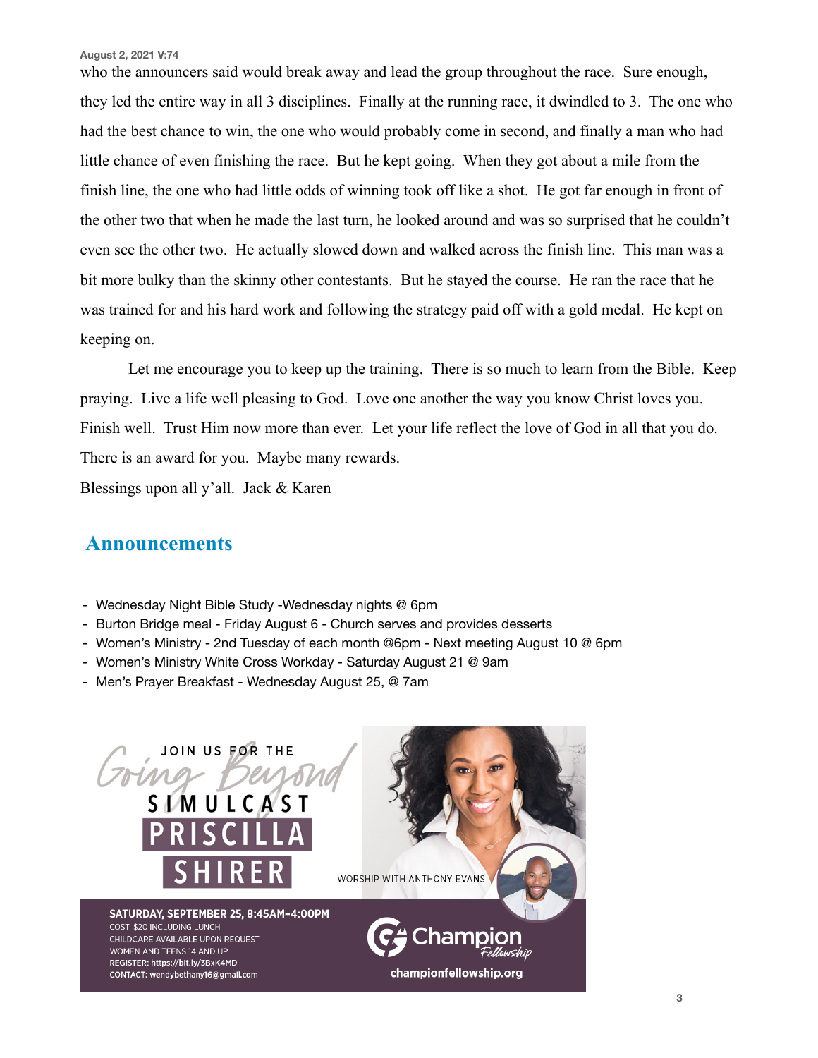who the announcers said would break away and lead the group throughout the race. Sure enough, they led the entire way in all 3 disciplines. Finally at the running race, it dwindled to 3. The one who had the best chance to win, the one who would probably come in second, and finally a man who had little chance of even finishing the race. But he kept going. When they got about a mile from the finish line, the one who had little odds of winning took off like a shot. He got far enough in front of the other two that when he made the last turn, he looked around and was so surprised that he couldn't even see the other two. He actually slowed down and walked across the finish line. This man was a bit more bulky than the skinny other contestants. But he stayed the course. He ran the race that he was trained for and his hard work and following the strategy paid off with a gold medal. He kept on keeping on.

Let me encourage you to keep up the training. There is so much to learn from the Bible. Keep praying. Live a life well pleasing to God. Love one another the way you know Christ loves you. Finish well. Trust Him now more than ever. Let your life reflect the love of God in all that you do. There is an award for you. Maybe many rewards.

Blessings upon all y'all. Jack & Karen

## Announcements

- Wednesday Night Bible Study -Wednesday nights @ 6pm
- Burton Bridge meal - Friday August 6 - Church serves and provides desserts
- Women's Ministry - 2nd Tuesday of each month @6pm - Next meeting August 10 @ 6pm
- Women's Ministry White Cross Workday - Saturday August 21 @ 9am
- Men's Prayer Breakfast - Wednesday August 25, @ 7am

JOIN US FOR THE *Going Beyond* SIMULCAST

**PRISCILLA SHIRER**

WORSHIP WITH ANTHONY EVANS

**SATURDAY, SEPTEMBER 25, 8:45AM-4:00PM**
COST: $20 INCLUDING LUNCH
CHILDCARE AVAILABLE UPON REQUEST
WOMEN AND TEENS 14 AND UP
REGISTER: https://bit.ly/3BxK4MD
CONTACT: wendybethany16@gmail.com

Champion Fellowship
championfellowship.org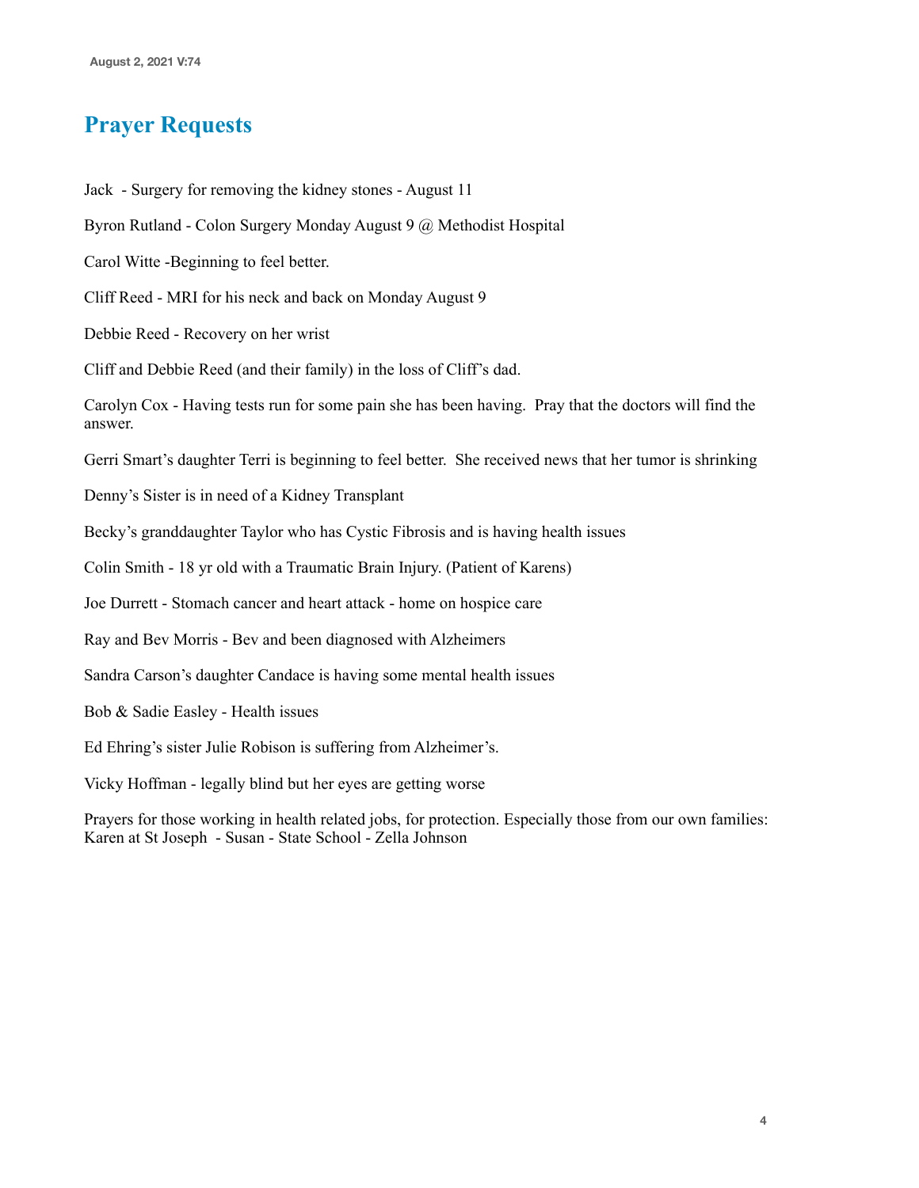## Prayer Requests

Jack - Surgery for removing the kidney stones - August 11

Byron Rutland - Colon Surgery Monday August 9 @ Methodist Hospital

Carol Witte -Beginning to feel better.

Cliff Reed - MRI for his neck and back on Monday August 9

Debbie Reed - Recovery on her wrist

Cliff and Debbie Reed (and their family) in the loss of Cliff's dad.

Carolyn Cox - Having tests run for some pain she has been having. Pray that the doctors will find the answer.

Gerri Smart's daughter Terri is beginning to feel better. She received news that her tumor is shrinking

Denny's Sister is in need of a Kidney Transplant

Becky's granddaughter Taylor who has Cystic Fibrosis and is having health issues

Colin Smith - 18 yr old with a Traumatic Brain Injury. (Patient of Karens)

Joe Durrett - Stomach cancer and heart attack - home on hospice care

Ray and Bev Morris - Bev and been diagnosed with Alzheimers

Sandra Carson's daughter Candace is having some mental health issues

Bob & Sadie Easley - Health issues

Ed Ehring's sister Julie Robison is suffering from Alzheimer's.

Vicky Hoffman - legally blind but her eyes are getting worse

Prayers for those working in health related jobs, for protection. Especially those from our own families: Karen at St Joseph - Susan - State School - Zella Johnson